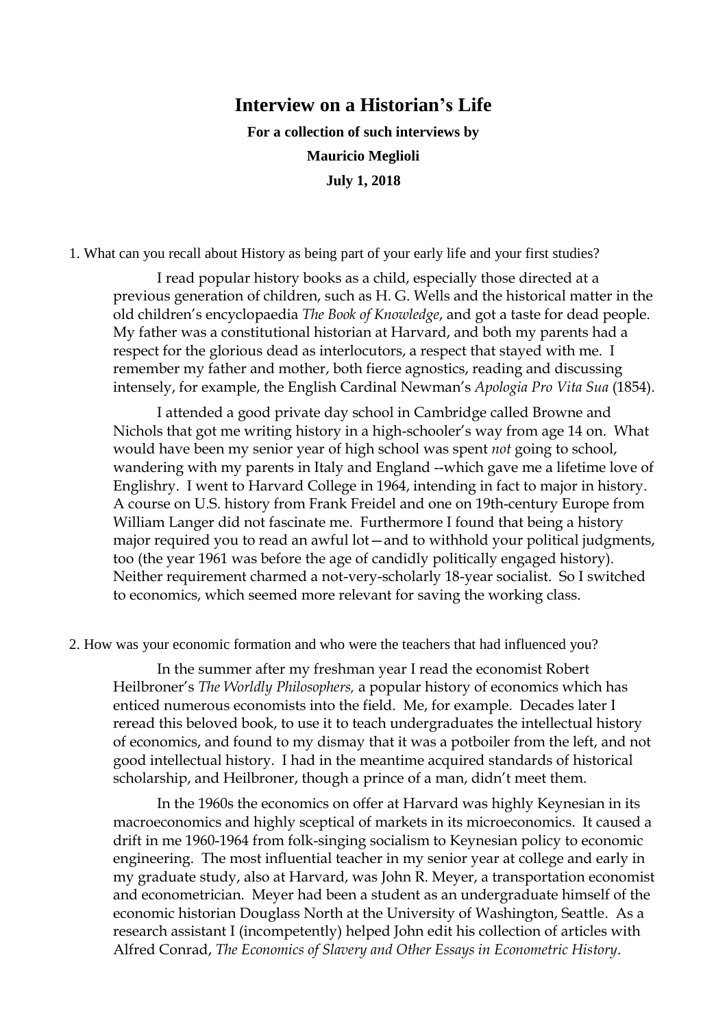# Interview on a Historian's Life

**For a collection of such interviews by**

**Mauricio Meglioli**

**July 1, 2018**

1. What can you recall about History as being part of your early life and your first studies?

I read popular history books as a child, especially those directed at a previous generation of children, such as H. G. Wells and the historical matter in the old children's encyclopaedia *The Book of Knowledge*, and got a taste for dead people. My father was a constitutional historian at Harvard, and both my parents had a respect for the glorious dead as interlocutors, a respect that stayed with me. I remember my father and mother, both fierce agnostics, reading and discussing intensely, for example, the English Cardinal Newman's *Apologia Pro Vita Sua* (1854).

I attended a good private day school in Cambridge called Browne and Nichols that got me writing history in a high-schooler's way from age 14 on. What would have been my senior year of high school was spent *not* going to school, wandering with my parents in Italy and England --which gave me a lifetime love of Englishry. I went to Harvard College in 1964, intending in fact to major in history. A course on U.S. history from Frank Freidel and one on 19th-century Europe from William Langer did not fascinate me. Furthermore I found that being a history major required you to read an awful lot—and to withhold your political judgments, too (the year 1961 was before the age of candidly politically engaged history). Neither requirement charmed a not-very-scholarly 18-year socialist. So I switched to economics, which seemed more relevant for saving the working class.

2. How was your economic formation and who were the teachers that had influenced you?

In the summer after my freshman year I read the economist Robert Heilbroner's *The Worldly Philosophers,* a popular history of economics which has enticed numerous economists into the field. Me, for example. Decades later I reread this beloved book, to use it to teach undergraduates the intellectual history of economics, and found to my dismay that it was a potboiler from the left, and not good intellectual history. I had in the meantime acquired standards of historical scholarship, and Heilbroner, though a prince of a man, didn't meet them.

In the 1960s the economics on offer at Harvard was highly Keynesian in its macroeconomics and highly sceptical of markets in its microeconomics. It caused a drift in me 1960-1964 from folk-singing socialism to Keynesian policy to economic engineering. The most influential teacher in my senior year at college and early in my graduate study, also at Harvard, was John R. Meyer, a transportation economist and econometrician. Meyer had been a student as an undergraduate himself of the economic historian Douglass North at the University of Washington, Seattle. As a research assistant I (incompetently) helped John edit his collection of articles with Alfred Conrad, *The Economics of Slavery and Other Essays in Econometric History*.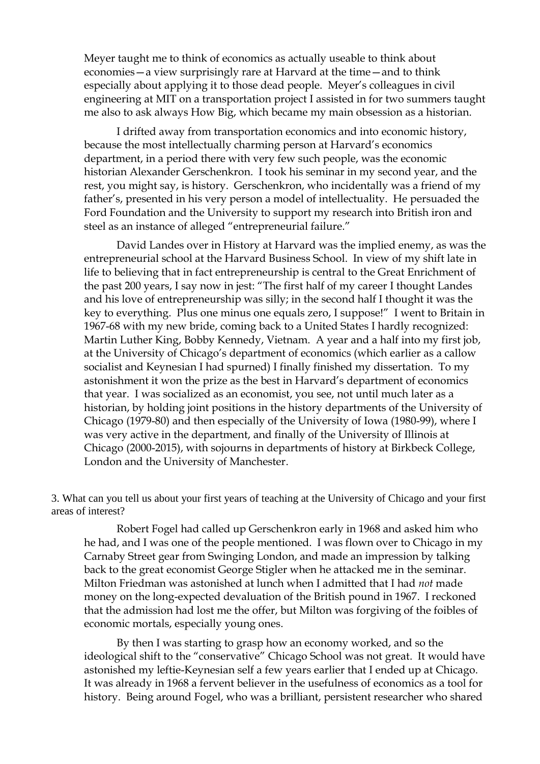Meyer taught me to think of economics as actually useable to think about economies—a view surprisingly rare at Harvard at the time—and to think especially about applying it to those dead people. Meyer's colleagues in civil engineering at MIT on a transportation project I assisted in for two summers taught me also to ask always How Big, which became my main obsession as a historian.

I drifted away from transportation economics and into economic history, because the most intellectually charming person at Harvard's economics department, in a period there with very few such people, was the economic historian Alexander Gerschenkron. I took his seminar in my second year, and the rest, you might say, is history. Gerschenkron, who incidentally was a friend of my father's, presented in his very person a model of intellectuality. He persuaded the Ford Foundation and the University to support my research into British iron and steel as an instance of alleged "entrepreneurial failure."

David Landes over in History at Harvard was the implied enemy, as was the entrepreneurial school at the Harvard Business School. In view of my shift late in life to believing that in fact entrepreneurship is central to the Great Enrichment of the past 200 years, I say now in jest: "The first half of my career I thought Landes and his love of entrepreneurship was silly; in the second half I thought it was the key to everything. Plus one minus one equals zero, I suppose!" I went to Britain in 1967-68 with my new bride, coming back to a United States I hardly recognized: Martin Luther King, Bobby Kennedy, Vietnam. A year and a half into my first job, at the University of Chicago's department of economics (which earlier as a callow socialist and Keynesian I had spurned) I finally finished my dissertation. To my astonishment it won the prize as the best in Harvard's department of economics that year. I was socialized as an economist, you see, not until much later as a historian, by holding joint positions in the history departments of the University of Chicago (1979-80) and then especially of the University of Iowa (1980-99), where I was very active in the department, and finally of the University of Illinois at Chicago (2000-2015), with sojourns in departments of history at Birkbeck College, London and the University of Manchester.

3. What can you tell us about your first years of teaching at the University of Chicago and your first areas of interest?

Robert Fogel had called up Gerschenkron early in 1968 and asked him who he had, and I was one of the people mentioned. I was flown over to Chicago in my Carnaby Street gear from Swinging London, and made an impression by talking back to the great economist George Stigler when he attacked me in the seminar. Milton Friedman was astonished at lunch when I admitted that I had *not* made money on the long-expected devaluation of the British pound in 1967. I reckoned that the admission had lost me the offer, but Milton was forgiving of the foibles of economic mortals, especially young ones.

By then I was starting to grasp how an economy worked, and so the ideological shift to the "conservative" Chicago School was not great. It would have astonished my leftie-Keynesian self a few years earlier that I ended up at Chicago. It was already in 1968 a fervent believer in the usefulness of economics as a tool for history. Being around Fogel, who was a brilliant, persistent researcher who shared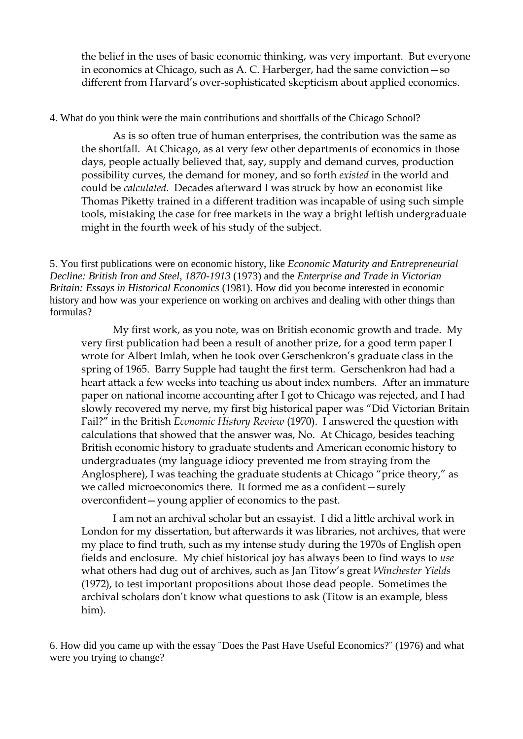the belief in the uses of basic economic thinking, was very important. But everyone in economics at Chicago, such as A. C. Harberger, had the same conviction—so different from Harvard's over-sophisticated skepticism about applied economics.

4. What do you think were the main contributions and shortfalls of the Chicago School?

As is so often true of human enterprises, the contribution was the same as the shortfall. At Chicago, as at very few other departments of economics in those days, people actually believed that, say, supply and demand curves, production possibility curves, the demand for money, and so forth *existed* in the world and could be *calculated*. Decades afterward I was struck by how an economist like Thomas Piketty trained in a different tradition was incapable of using such simple tools, mistaking the case for free markets in the way a bright leftish undergraduate might in the fourth week of his study of the subject.

5. You first publications were on economic history, like *Economic Maturity and Entrepreneurial Decline: British Iron and Steel, 1870-1913* (1973) and the *Enterprise and Trade in Victorian Britain: Essays in Historical Economics* (1981). How did you become interested in economic history and how was your experience on working on archives and dealing with other things than formulas?

My first work, as you note, was on British economic growth and trade. My very first publication had been a result of another prize, for a good term paper I wrote for Albert Imlah, when he took over Gerschenkron's graduate class in the spring of 1965. Barry Supple had taught the first term. Gerschenkron had had a heart attack a few weeks into teaching us about index numbers. After an immature paper on national income accounting after I got to Chicago was rejected, and I had slowly recovered my nerve, my first big historical paper was "Did Victorian Britain Fail?" in the British *Economic History Review* (1970). I answered the question with calculations that showed that the answer was, No. At Chicago, besides teaching British economic history to graduate students and American economic history to undergraduates (my language idiocy prevented me from straying from the Anglosphere), I was teaching the graduate students at Chicago "price theory," as we called microeconomics there. It formed me as a confident—surely overconfident—young applier of economics to the past.

I am not an archival scholar but an essayist. I did a little archival work in London for my dissertation, but afterwards it was libraries, not archives, that were my place to find truth, such as my intense study during the 1970s of English open fields and enclosure. My chief historical joy has always been to find ways to *use* what others had dug out of archives, such as Jan Titow's great *Winchester Yields* (1972), to test important propositions about those dead people. Sometimes the archival scholars don't know what questions to ask (Titow is an example, bless him).

6. How did you came up with the essay ¨Does the Past Have Useful Economics?¨ (1976) and what were you trying to change?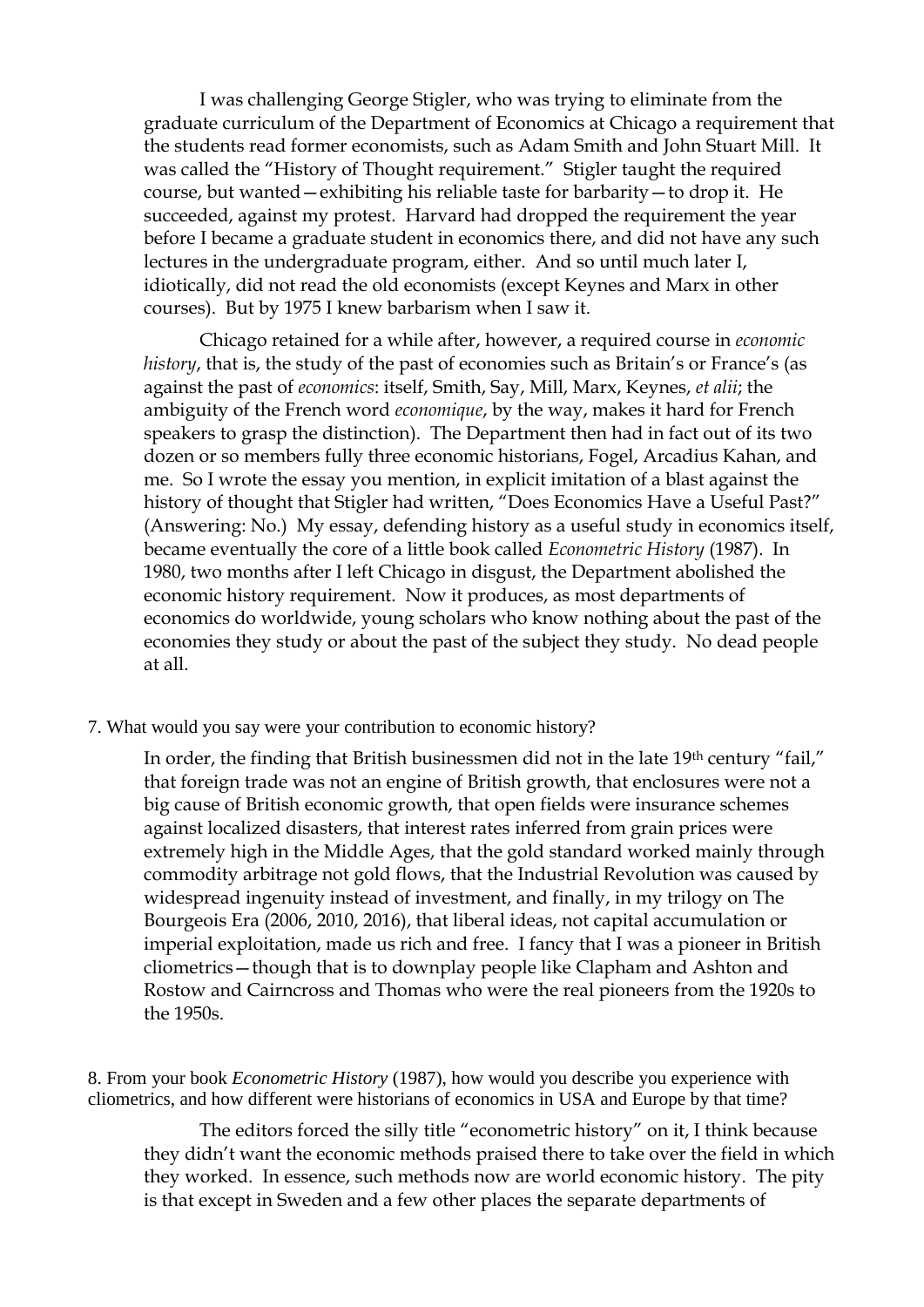I was challenging George Stigler, who was trying to eliminate from the graduate curriculum of the Department of Economics at Chicago a requirement that the students read former economists, such as Adam Smith and John Stuart Mill. It was called the "History of Thought requirement." Stigler taught the required course, but wanted—exhibiting his reliable taste for barbarity—to drop it. He succeeded, against my protest. Harvard had dropped the requirement the year before I became a graduate student in economics there, and did not have any such lectures in the undergraduate program, either. And so until much later I, idiotically, did not read the old economists (except Keynes and Marx in other courses). But by 1975 I knew barbarism when I saw it.

Chicago retained for a while after, however, a required course in *economic history*, that is, the study of the past of economies such as Britain's or France's (as against the past of *economics*: itself, Smith, Say, Mill, Marx, Keynes, *et alii*; the ambiguity of the French word *economique*, by the way, makes it hard for French speakers to grasp the distinction). The Department then had in fact out of its two dozen or so members fully three economic historians, Fogel, Arcadius Kahan, and me. So I wrote the essay you mention, in explicit imitation of a blast against the history of thought that Stigler had written, "Does Economics Have a Useful Past?" (Answering: No.) My essay, defending history as a useful study in economics itself, became eventually the core of a little book called *Econometric History* (1987). In 1980, two months after I left Chicago in disgust, the Department abolished the economic history requirement. Now it produces, as most departments of economics do worldwide, young scholars who know nothing about the past of the economies they study or about the past of the subject they study. No dead people at all.

7. What would you say were your contribution to economic history?

In order, the finding that British businessmen did not in the late 19th century "fail," that foreign trade was not an engine of British growth, that enclosures were not a big cause of British economic growth, that open fields were insurance schemes against localized disasters, that interest rates inferred from grain prices were extremely high in the Middle Ages, that the gold standard worked mainly through commodity arbitrage not gold flows, that the Industrial Revolution was caused by widespread ingenuity instead of investment, and finally, in my trilogy on The Bourgeois Era (2006, 2010, 2016), that liberal ideas, not capital accumulation or imperial exploitation, made us rich and free. I fancy that I was a pioneer in British cliometrics—though that is to downplay people like Clapham and Ashton and Rostow and Cairncross and Thomas who were the real pioneers from the 1920s to the 1950s.

8. From your book *Econometric History* (1987), how would you describe you experience with cliometrics, and how different were historians of economics in USA and Europe by that time?

The editors forced the silly title "econometric history" on it, I think because they didn't want the economic methods praised there to take over the field in which they worked. In essence, such methods now are world economic history. The pity is that except in Sweden and a few other places the separate departments of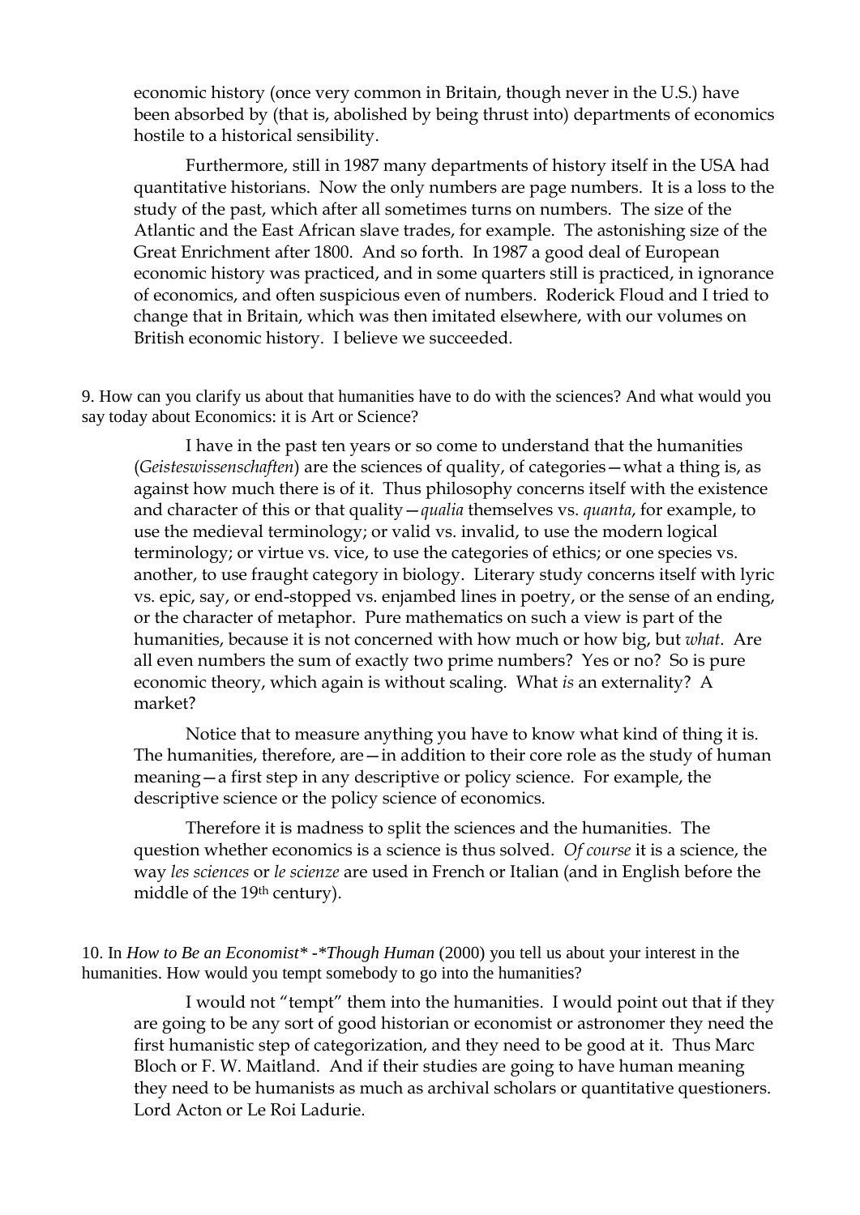economic history (once very common in Britain, though never in the U.S.) have been absorbed by (that is, abolished by being thrust into) departments of economics hostile to a historical sensibility.

Furthermore, still in 1987 many departments of history itself in the USA had quantitative historians. Now the only numbers are page numbers. It is a loss to the study of the past, which after all sometimes turns on numbers. The size of the Atlantic and the East African slave trades, for example. The astonishing size of the Great Enrichment after 1800. And so forth. In 1987 a good deal of European economic history was practiced, and in some quarters still is practiced, in ignorance of economics, and often suspicious even of numbers. Roderick Floud and I tried to change that in Britain, which was then imitated elsewhere, with our volumes on British economic history. I believe we succeeded.

9. How can you clarify us about that humanities have to do with the sciences? And what would you say today about Economics: it is Art or Science?

I have in the past ten years or so come to understand that the humanities (*Geisteswissenschaften*) are the sciences of quality, of categories—what a thing is, as against how much there is of it. Thus philosophy concerns itself with the existence and character of this or that quality—*qualia* themselves vs. *quanta*, for example, to use the medieval terminology; or valid vs. invalid, to use the modern logical terminology; or virtue vs. vice, to use the categories of ethics; or one species vs. another, to use fraught category in biology. Literary study concerns itself with lyric vs. epic, say, or end-stopped vs. enjambed lines in poetry, or the sense of an ending, or the character of metaphor. Pure mathematics on such a view is part of the humanities, because it is not concerned with how much or how big, but *what*. Are all even numbers the sum of exactly two prime numbers? Yes or no? So is pure economic theory, which again is without scaling. What *is* an externality? A market?

Notice that to measure anything you have to know what kind of thing it is. The humanities, therefore, are—in addition to their core role as the study of human meaning—a first step in any descriptive or policy science. For example, the descriptive science or the policy science of economics.

Therefore it is madness to split the sciences and the humanities. The question whether economics is a science is thus solved. *Of course* it is a science, the way *les sciences* or *le scienze* are used in French or Italian (and in English before the middle of the 19th century).

10. In *How to Be an Economist\* -\*Though Human* (2000) you tell us about your interest in the humanities. How would you tempt somebody to go into the humanities?

I would not "tempt" them into the humanities. I would point out that if they are going to be any sort of good historian or economist or astronomer they need the first humanistic step of categorization, and they need to be good at it. Thus Marc Bloch or F. W. Maitland. And if their studies are going to have human meaning they need to be humanists as much as archival scholars or quantitative questioners. Lord Acton or Le Roi Ladurie.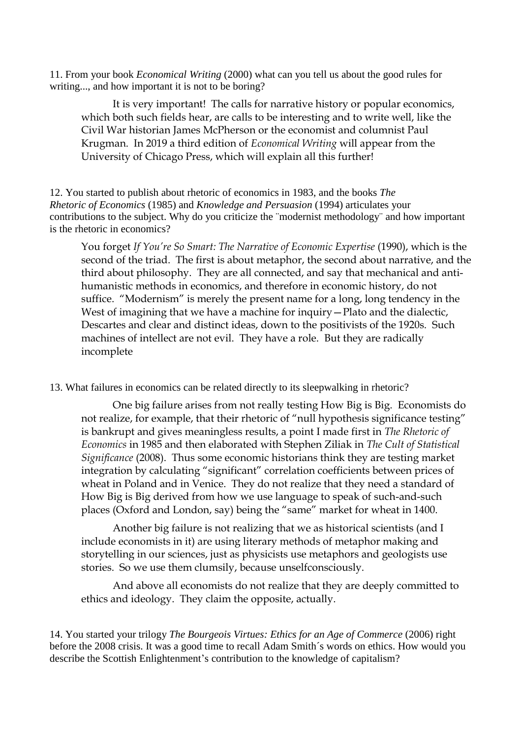11. From your book *Economical Writing* (2000) what can you tell us about the good rules for writing..., and how important it is not to be boring?

> It is very important! The calls for narrative history or popular economics, which both such fields hear, are calls to be interesting and to write well, like the Civil War historian James McPherson or the economist and columnist Paul Krugman. In 2019 a third edition of *Economical Writing* will appear from the University of Chicago Press, which will explain all this further!

12. You started to publish about rhetoric of economics in 1983, and the books *The Rhetoric of Economics* (1985) and *Knowledge and Persuasion* (1994) articulates your contributions to the subject. Why do you criticize the ¨modernist methodology¨ and how important is the rhetoric in economics?

> You forget *If You're So Smart: The Narrative of Economic Expertise* (1990), which is the second of the triad. The first is about metaphor, the second about narrative, and the third about philosophy. They are all connected, and say that mechanical and anti-humanistic methods in economics, and therefore in economic history, do not suffice. "Modernism" is merely the present name for a long, long tendency in the West of imagining that we have a machine for inquiry—Plato and the dialectic, Descartes and clear and distinct ideas, down to the positivists of the 1920s. Such machines of intellect are not evil. They have a role. But they are radically incomplete

13. What failures in economics can be related directly to its sleepwalking in rhetoric?

> One big failure arises from not really testing How Big is Big. Economists do not realize, for example, that their rhetoric of "null hypothesis significance testing" is bankrupt and gives meaningless results, a point I made first in *The Rhetoric of Economics* in 1985 and then elaborated with Stephen Ziliak in *The Cult of Statistical Significance* (2008). Thus some economic historians think they are testing market integration by calculating "significant" correlation coefficients between prices of wheat in Poland and in Venice. They do not realize that they need a standard of How Big is Big derived from how we use language to speak of such-and-such places (Oxford and London, say) being the "same" market for wheat in 1400.
>
> Another big failure is not realizing that we as historical scientists (and I include economists in it) are using literary methods of metaphor making and storytelling in our sciences, just as physicists use metaphors and geologists use stories. So we use them clumsily, because unselfconsciously.
>
> And above all economists do not realize that they are deeply committed to ethics and ideology. They claim the opposite, actually.

14. You started your trilogy *The Bourgeois Virtues: Ethics for an Age of Commerce* (2006) right before the 2008 crisis. It was a good time to recall Adam Smith´s words on ethics. How would you describe the Scottish Enlightenment's contribution to the knowledge of capitalism?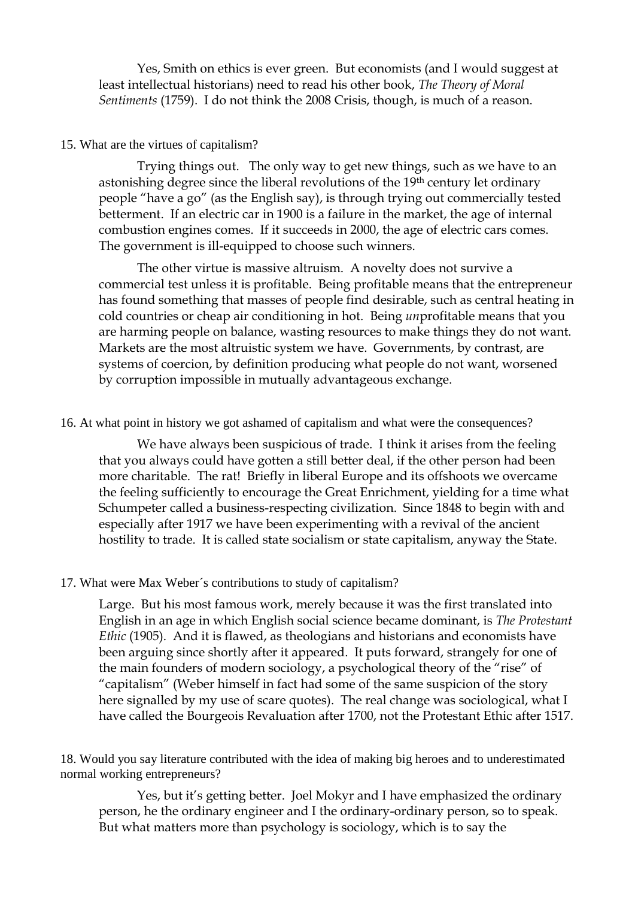Yes, Smith on ethics is ever green. But economists (and I would suggest at least intellectual historians) need to read his other book, *The Theory of Moral Sentiments* (1759). I do not think the 2008 Crisis, though, is much of a reason.

15. What are the virtues of capitalism?

Trying things out. The only way to get new things, such as we have to an astonishing degree since the liberal revolutions of the 19th century let ordinary people "have a go" (as the English say), is through trying out commercially tested betterment. If an electric car in 1900 is a failure in the market, the age of internal combustion engines comes. If it succeeds in 2000, the age of electric cars comes. The government is ill-equipped to choose such winners.

The other virtue is massive altruism. A novelty does not survive a commercial test unless it is profitable. Being profitable means that the entrepreneur has found something that masses of people find desirable, such as central heating in cold countries or cheap air conditioning in hot. Being *un*profitable means that you are harming people on balance, wasting resources to make things they do not want. Markets are the most altruistic system we have. Governments, by contrast, are systems of coercion, by definition producing what people do not want, worsened by corruption impossible in mutually advantageous exchange.

16. At what point in history we got ashamed of capitalism and what were the consequences?

We have always been suspicious of trade. I think it arises from the feeling that you always could have gotten a still better deal, if the other person had been more charitable. The rat! Briefly in liberal Europe and its offshoots we overcame the feeling sufficiently to encourage the Great Enrichment, yielding for a time what Schumpeter called a business-respecting civilization. Since 1848 to begin with and especially after 1917 we have been experimenting with a revival of the ancient hostility to trade. It is called state socialism or state capitalism, anyway the State.

17. What were Max Weber´s contributions to study of capitalism?

Large. But his most famous work, merely because it was the first translated into English in an age in which English social science became dominant, is *The Protestant Ethic* (1905). And it is flawed, as theologians and historians and economists have been arguing since shortly after it appeared. It puts forward, strangely for one of the main founders of modern sociology, a psychological theory of the "rise" of "capitalism" (Weber himself in fact had some of the same suspicion of the story here signalled by my use of scare quotes). The real change was sociological, what I have called the Bourgeois Revaluation after 1700, not the Protestant Ethic after 1517.

18. Would you say literature contributed with the idea of making big heroes and to underestimated normal working entrepreneurs?

Yes, but it's getting better. Joel Mokyr and I have emphasized the ordinary person, he the ordinary engineer and I the ordinary-ordinary person, so to speak. But what matters more than psychology is sociology, which is to say the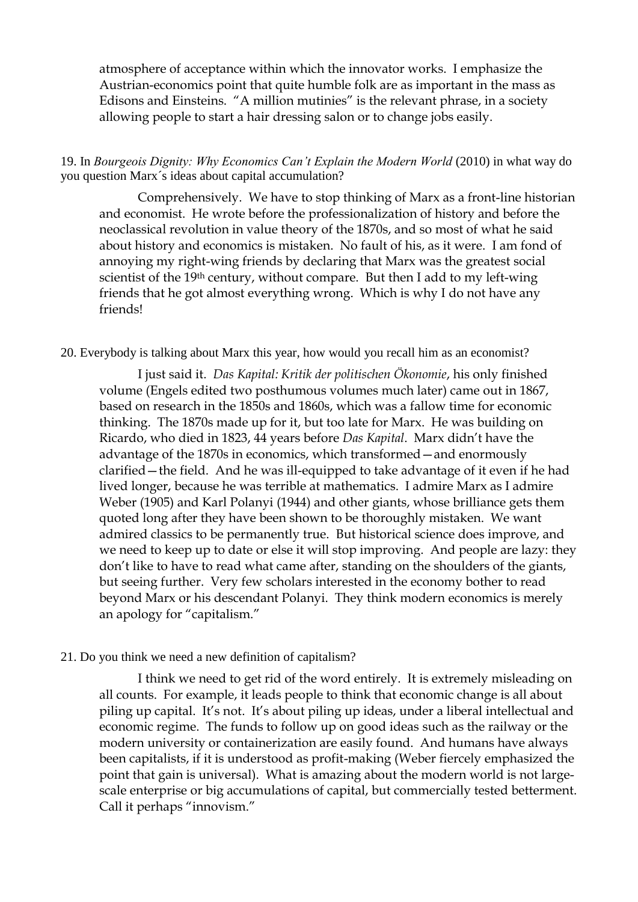atmosphere of acceptance within which the innovator works. I emphasize the Austrian-economics point that quite humble folk are as important in the mass as Edisons and Einsteins. "A million mutinies" is the relevant phrase, in a society allowing people to start a hair dressing salon or to change jobs easily.

19. In *Bourgeois Dignity: Why Economics Can't Explain the Modern World* (2010) in what way do you question Marx´s ideas about capital accumulation?

Comprehensively. We have to stop thinking of Marx as a front-line historian and economist. He wrote before the professionalization of history and before the neoclassical revolution in value theory of the 1870s, and so most of what he said about history and economics is mistaken. No fault of his, as it were. I am fond of annoying my right-wing friends by declaring that Marx was the greatest social scientist of the 19th century, without compare. But then I add to my left-wing friends that he got almost everything wrong. Which is why I do not have any friends!

20. Everybody is talking about Marx this year, how would you recall him as an economist?

I just said it. *Das Kapital: Kritik der politischen Ökonomie*, his only finished volume (Engels edited two posthumous volumes much later) came out in 1867, based on research in the 1850s and 1860s, which was a fallow time for economic thinking. The 1870s made up for it, but too late for Marx. He was building on Ricardo, who died in 1823, 44 years before *Das Kapital*. Marx didn't have the advantage of the 1870s in economics, which transformed—and enormously clarified—the field. And he was ill-equipped to take advantage of it even if he had lived longer, because he was terrible at mathematics. I admire Marx as I admire Weber (1905) and Karl Polanyi (1944) and other giants, whose brilliance gets them quoted long after they have been shown to be thoroughly mistaken. We want admired classics to be permanently true. But historical science does improve, and we need to keep up to date or else it will stop improving. And people are lazy: they don't like to have to read what came after, standing on the shoulders of the giants, but seeing further. Very few scholars interested in the economy bother to read beyond Marx or his descendant Polanyi. They think modern economics is merely an apology for "capitalism."

21. Do you think we need a new definition of capitalism?

I think we need to get rid of the word entirely. It is extremely misleading on all counts. For example, it leads people to think that economic change is all about piling up capital. It's not. It's about piling up ideas, under a liberal intellectual and economic regime. The funds to follow up on good ideas such as the railway or the modern university or containerization are easily found. And humans have always been capitalists, if it is understood as profit-making (Weber fiercely emphasized the point that gain is universal). What is amazing about the modern world is not large-scale enterprise or big accumulations of capital, but commercially tested betterment. Call it perhaps "innovism."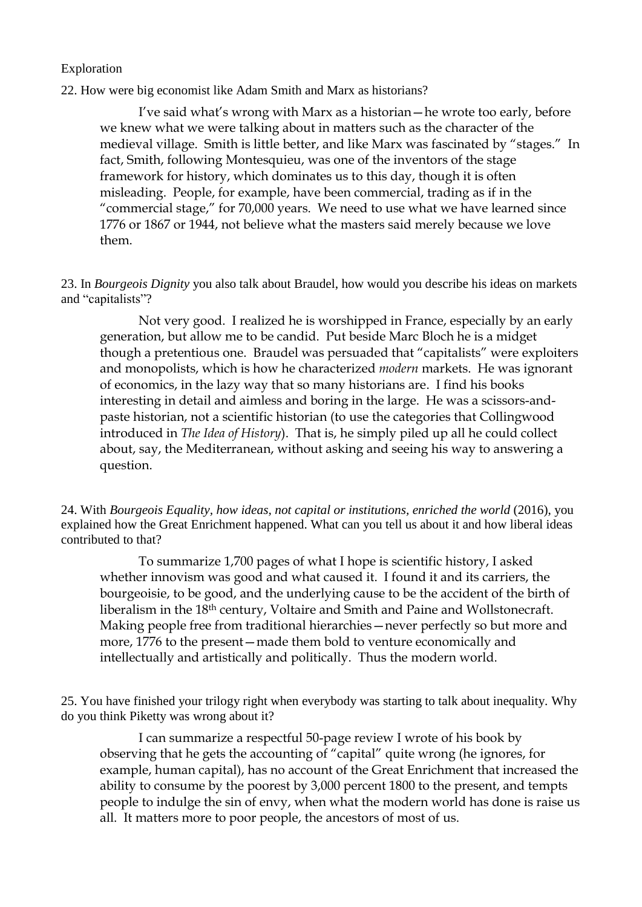Exploration

22. How were big economist like Adam Smith and Marx as historians?

I've said what's wrong with Marx as a historian—he wrote too early, before we knew what we were talking about in matters such as the character of the medieval village. Smith is little better, and like Marx was fascinated by "stages." In fact, Smith, following Montesquieu, was one of the inventors of the stage framework for history, which dominates us to this day, though it is often misleading. People, for example, have been commercial, trading as if in the "commercial stage," for 70,000 years. We need to use what we have learned since 1776 or 1867 or 1944, not believe what the masters said merely because we love them.

23. In *Bourgeois Dignity* you also talk about Braudel, how would you describe his ideas on markets and "capitalists"?

Not very good. I realized he is worshipped in France, especially by an early generation, but allow me to be candid. Put beside Marc Bloch he is a midget though a pretentious one. Braudel was persuaded that "capitalists" were exploiters and monopolists, which is how he characterized *modern* markets. He was ignorant of economics, in the lazy way that so many historians are. I find his books interesting in detail and aimless and boring in the large. He was a scissors-and-paste historian, not a scientific historian (to use the categories that Collingwood introduced in *The Idea of History*). That is, he simply piled up all he could collect about, say, the Mediterranean, without asking and seeing his way to answering a question.

24. With *Bourgeois Equality, how ideas, not capital or institutions, enriched the world* (2016), you explained how the Great Enrichment happened. What can you tell us about it and how liberal ideas contributed to that?

To summarize 1,700 pages of what I hope is scientific history, I asked whether innovism was good and what caused it. I found it and its carriers, the bourgeoisie, to be good, and the underlying cause to be the accident of the birth of liberalism in the 18th century, Voltaire and Smith and Paine and Wollstonecraft. Making people free from traditional hierarchies—never perfectly so but more and more, 1776 to the present—made them bold to venture economically and intellectually and artistically and politically. Thus the modern world.

25. You have finished your trilogy right when everybody was starting to talk about inequality. Why do you think Piketty was wrong about it?

I can summarize a respectful 50-page review I wrote of his book by observing that he gets the accounting of "capital" quite wrong (he ignores, for example, human capital), has no account of the Great Enrichment that increased the ability to consume by the poorest by 3,000 percent 1800 to the present, and tempts people to indulge the sin of envy, when what the modern world has done is raise us all. It matters more to poor people, the ancestors of most of us.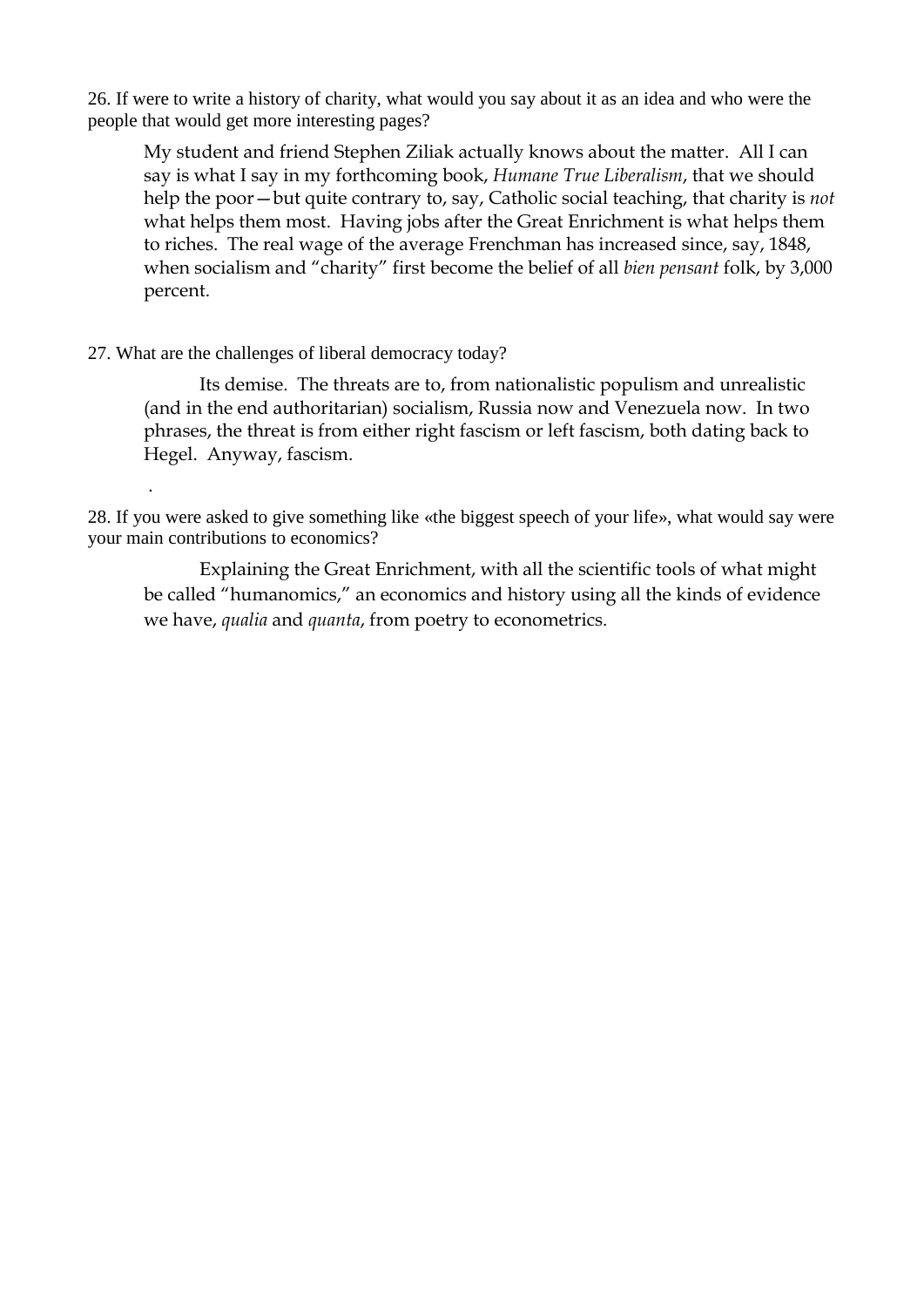26. If were to write a history of charity, what would you say about it as an idea and who were the people that would get more interesting pages?

> My student and friend Stephen Ziliak actually knows about the matter. All I can say is what I say in my forthcoming book, *Humane True Liberalism*, that we should help the poor—but quite contrary to, say, Catholic social teaching, that charity is *not* what helps them most. Having jobs after the Great Enrichment is what helps them to riches. The real wage of the average Frenchman has increased since, say, 1848, when socialism and "charity" first become the belief of all *bien pensant* folk, by 3,000 percent.

27. What are the challenges of liberal democracy today?

> Its demise. The threats are to, from nationalistic populism and unrealistic (and in the end authoritarian) socialism, Russia now and Venezuela now. In two phrases, the threat is from either right fascism or left fascism, both dating back to Hegel. Anyway, fascism.

28. If you were asked to give something like «the biggest speech of your life», what would say were your main contributions to economics?

> Explaining the Great Enrichment, with all the scientific tools of what might be called "humanomics," an economics and history using all the kinds of evidence we have, *qualia* and *quanta*, from poetry to econometrics.